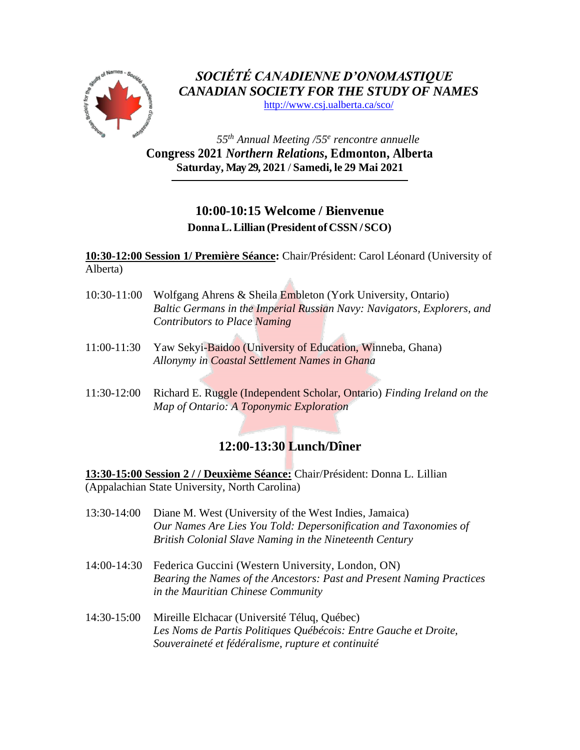# *SOCIÉTÉ CANADIENNE D'ONOMASTIQUE*
# *CANADIAN SOCIETY FOR THE STUDY OF NAMES*

http://www.csj.ualberta.ca/sco/

*55th Annual Meeting /55e rencontre annuelle*

**Congress 2021 *Northern Relations*, Edmonton, Alberta**

**Saturday, May 29, 2021 / Samedi, le 29 Mai 2021**

---

## 10:00-10:15 Welcome / Bienvenue

**Donna L. Lillian (President of CSSN / SCO)**

**10:30-12:00 Session 1/ Première Séance:** Chair/Président: Carol Léonard (University of Alberta)

10:30-11:00 Wolfgang Ahrens & Sheila Embleton (York University, Ontario)
*Baltic Germans in the Imperial Russian Navy: Navigators, Explorers, and Contributors to Place Naming*

11:00-11:30 Yaw Sekyi-Baidoo (University of Education, Winneba, Ghana)
*Allonymy in Coastal Settlement Names in Ghana*

11:30-12:00 Richard E. Ruggle (Independent Scholar, Ontario) *Finding Ireland on the Map of Ontario: A Toponymic Exploration*

## 12:00-13:30 Lunch/Dîner

**13:30-15:00 Session 2 / / Deuxième Séance:** Chair/Président: Donna L. Lillian (Appalachian State University, North Carolina)

13:30-14:00 Diane M. West (University of the West Indies, Jamaica)
*Our Names Are Lies You Told: Depersonification and Taxonomies of British Colonial Slave Naming in the Nineteenth Century*

14:00-14:30 Federica Guccini (Western University, London, ON)
*Bearing the Names of the Ancestors: Past and Present Naming Practices in the Mauritian Chinese Community*

14:30-15:00 Mireille Elchacar (Université Téluq, Québec)
*Les Noms de Partis Politiques Québécois: Entre Gauche et Droite, Souveraineté et fédéralisme, rupture et continuité*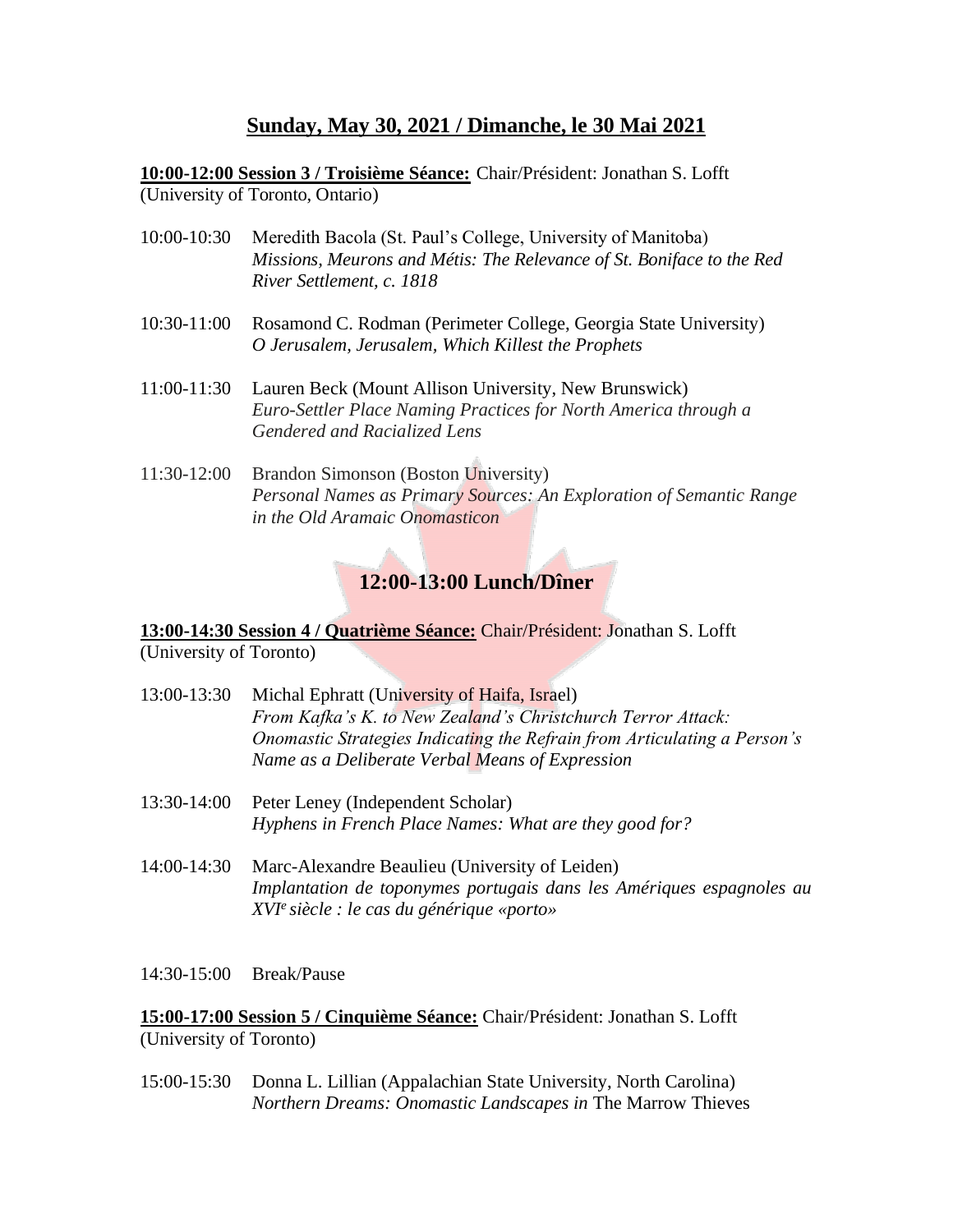## Sunday, May 30, 2021 / Dimanche, le 30 Mai 2021

**10:00-12:00 Session 3 / Troisième Séance:** Chair/Président: Jonathan S. Lofft (University of Toronto, Ontario)

10:00-10:30 Meredith Bacola (St. Paul's College, University of Manitoba)
*Missions, Meurons and Métis: The Relevance of St. Boniface to the Red River Settlement, c. 1818*

10:30-11:00 Rosamond C. Rodman (Perimeter College, Georgia State University)
*O Jerusalem, Jerusalem, Which Killest the Prophets*

11:00-11:30 Lauren Beck (Mount Allison University, New Brunswick)
*Euro-Settler Place Naming Practices for North America through a Gendered and Racialized Lens*

11:30-12:00 Brandon Simonson (Boston University)
*Personal Names as Primary Sources: An Exploration of Semantic Range in the Old Aramaic Onomasticon*

### 12:00-13:00 Lunch/Dîner

**13:00-14:30 Session 4 / Quatrième Séance:** Chair/Président: Jonathan S. Lofft (University of Toronto)

13:00-13:30 Michal Ephratt (University of Haifa, Israel)
*From Kafka's K. to New Zealand's Christchurch Terror Attack: Onomastic Strategies Indicating the Refrain from Articulating a Person's Name as a Deliberate Verbal Means of Expression*

13:30-14:00 Peter Leney (Independent Scholar)
*Hyphens in French Place Names: What are they good for?*

14:00-14:30 Marc-Alexandre Beaulieu (University of Leiden)
*Implantation de toponymes portugais dans les Amériques espagnoles au XVIe siècle : le cas du générique «porto»*

14:30-15:00 Break/Pause

**15:00-17:00 Session 5 / Cinquième Séance:** Chair/Président: Jonathan S. Lofft (University of Toronto)

15:00-15:30 Donna L. Lillian (Appalachian State University, North Carolina)
*Northern Dreams: Onomastic Landscapes in* The Marrow Thieves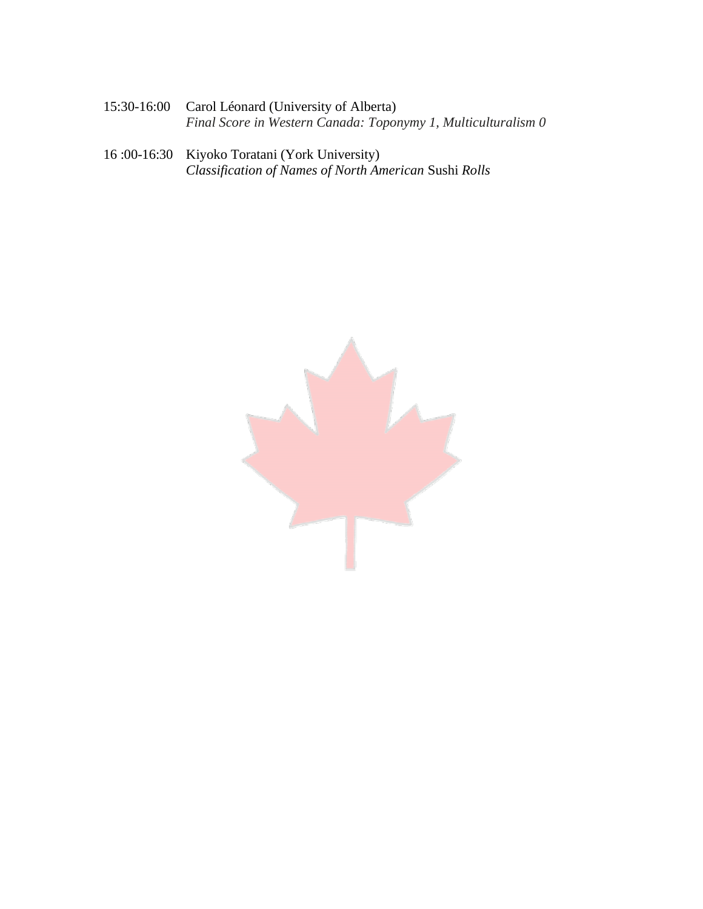15:30-16:00 Carol Léonard (University of Alberta)
*Final Score in Western Canada: Toponymy 1, Multiculturalism 0*

16 :00-16:30 Kiyoko Toratani (York University)
*Classification of Names of North American* Sushi *Rolls*